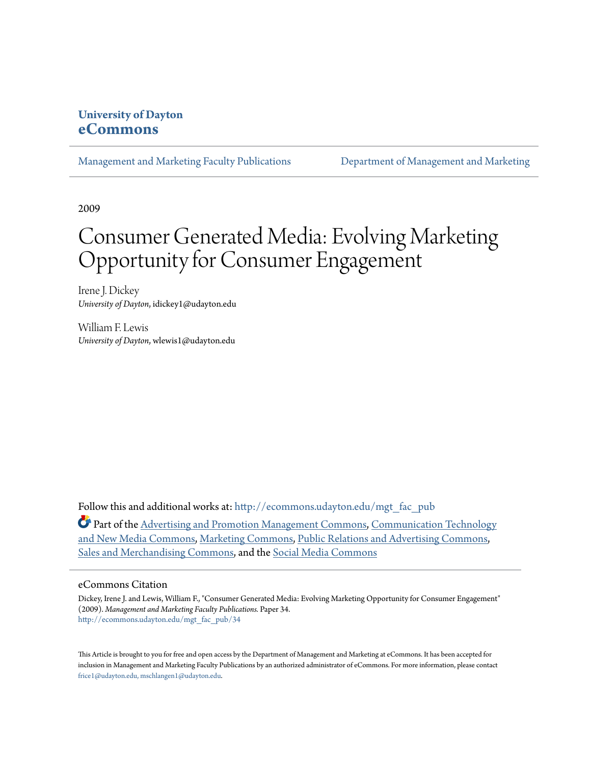University of Dayton
**eCommons**

Management and Marketing Faculty Publications | Department of Management and Marketing

2009

# Consumer Generated Media: Evolving Marketing Opportunity for Consumer Engagement

Irene J. Dickey
*University of Dayton*, idickey1@udayton.edu

William F. Lewis
*University of Dayton*, wlewis1@udayton.edu

Follow this and additional works at: http://ecommons.udayton.edu/mgt_fac_pub

Part of the Advertising and Promotion Management Commons, Communication Technology and New Media Commons, Marketing Commons, Public Relations and Advertising Commons, Sales and Merchandising Commons, and the Social Media Commons

## eCommons Citation

Dickey, Irene J. and Lewis, William F., "Consumer Generated Media: Evolving Marketing Opportunity for Consumer Engagement" (2009). *Management and Marketing Faculty Publications.* Paper 34.
http://ecommons.udayton.edu/mgt_fac_pub/34

This Article is brought to you for free and open access by the Department of Management and Marketing at eCommons. It has been accepted for inclusion in Management and Marketing Faculty Publications by an authorized administrator of eCommons. For more information, please contact frice1@udayton.edu, mschlangen1@udayton.edu.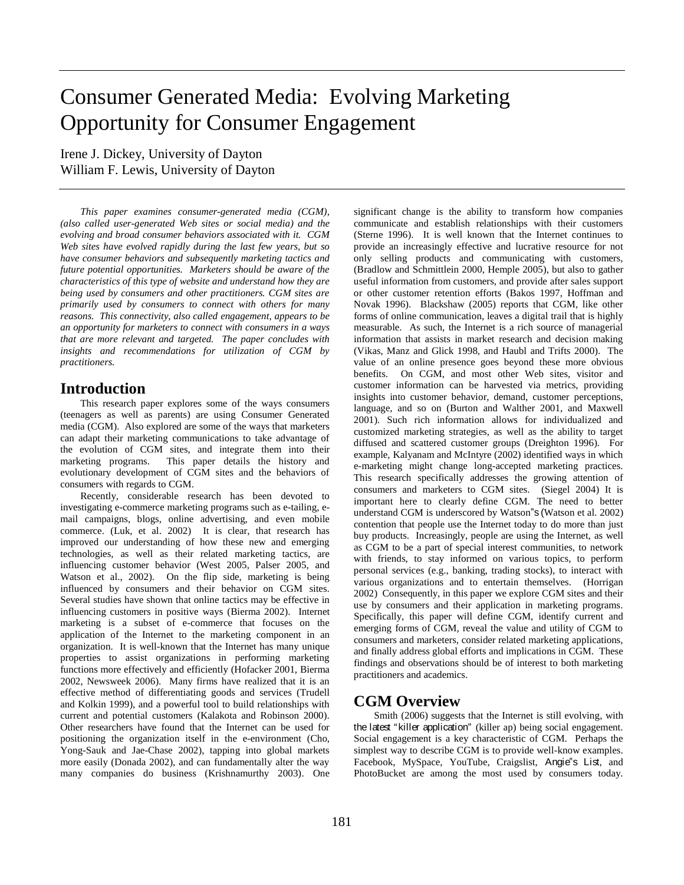# Consumer Generated Media: Evolving Marketing Opportunity for Consumer Engagement

Irene J. Dickey, University of Dayton
William F. Lewis, University of Dayton

*This paper examines consumer-generated media (CGM), (also called user-generated Web sites or social media) and the evolving and broad consumer behaviors associated with it. CGM Web sites have evolved rapidly during the last few years, but so have consumer behaviors and subsequently marketing tactics and future potential opportunities. Marketers should be aware of the characteristics of this type of website and understand how they are being used by consumers and other practitioners. CGM sites are primarily used by consumers to connect with others for many reasons. This connectivity, also called engagement, appears to be an opportunity for marketers to connect with consumers in a ways that are more relevant and targeted. The paper concludes with insights and recommendations for utilization of CGM by practitioners.*

## Introduction

This research paper explores some of the ways consumers (teenagers as well as parents) are using Consumer Generated media (CGM). Also explored are some of the ways that marketers can adapt their marketing communications to take advantage of the evolution of CGM sites, and integrate them into their marketing programs. This paper details the history and evolutionary development of CGM sites and the behaviors of consumers with regards to CGM.

Recently, considerable research has been devoted to investigating e-commerce marketing programs such as e-tailing, e-mail campaigns, blogs, online advertising, and even mobile commerce. (Luk, et al. 2002) It is clear, that research has improved our understanding of how these new and emerging technologies, as well as their related marketing tactics, are influencing customer behavior (West 2005, Palser 2005, and Watson et al., 2002). On the flip side, marketing is being influenced by consumers and their behavior on CGM sites. Several studies have shown that online tactics may be effective in influencing customers in positive ways (Bierma 2002). Internet marketing is a subset of e-commerce that focuses on the application of the Internet to the marketing component in an organization. It is well-known that the Internet has many unique properties to assist organizations in performing marketing functions more effectively and efficiently (Hofacker 2001, Bierma 2002, Newsweek 2006). Many firms have realized that it is an effective method of differentiating goods and services (Trudell and Kolkin 1999), and a powerful tool to build relationships with current and potential customers (Kalakota and Robinson 2000). Other researchers have found that the Internet can be used for positioning the organization itself in the e-environment (Cho, Yong-Sauk and Jae-Chase 2002), tapping into global markets more easily (Donada 2002), and can fundamentally alter the way many companies do business (Krishnamurthy 2003). One significant change is the ability to transform how companies communicate and establish relationships with their customers (Sterne 1996). It is well known that the Internet continues to provide an increasingly effective and lucrative resource for not only selling products and communicating with customers, (Bradlow and Schmittlein 2000, Hemple 2005), but also to gather useful information from customers, and provide after sales support or other customer retention efforts (Bakos 1997, Hoffman and Novak 1996). Blackshaw (2005) reports that CGM, like other forms of online communication, leaves a digital trail that is highly measurable. As such, the Internet is a rich source of managerial information that assists in market research and decision making (Vikas, Manz and Glick 1998, and Haubl and Trifts 2000). The value of an online presence goes beyond these more obvious benefits. On CGM, and most other Web sites, visitor and customer information can be harvested via metrics, providing insights into customer behavior, demand, customer perceptions, language, and so on (Burton and Walther 2001, and Maxwell 2001). Such rich information allows for individualized and customized marketing strategies, as well as the ability to target diffused and scattered customer groups (Dreighton 1996). For example, Kalyanam and McIntyre (2002) identified ways in which e-marketing might change long-accepted marketing practices. This research specifically addresses the growing attention of consumers and marketers to CGM sites. (Siegel 2004) It is important here to clearly define CGM. The need to better understand CGM is underscored by Watson"s (Watson et al. 2002) contention that people use the Internet today to do more than just buy products. Increasingly, people are using the Internet, as well as CGM to be a part of special interest communities, to network with friends, to stay informed on various topics, to perform personal services (e.g., banking, trading stocks), to interact with various organizations and to entertain themselves. (Horrigan 2002) Consequently, in this paper we explore CGM sites and their use by consumers and their application in marketing programs. Specifically, this paper will define CGM, identify current and emerging forms of CGM, reveal the value and utility of CGM to consumers and marketers, consider related marketing applications, and finally address global efforts and implications in CGM. These findings and observations should be of interest to both marketing practitioners and academics.

## CGM Overview

Smith (2006) suggests that the Internet is still evolving, with the latest "killer application" (killer ap) being social engagement. Social engagement is a key characteristic of CGM. Perhaps the simplest way to describe CGM is to provide well-know examples. Facebook, MySpace, YouTube, Craigslist, Angie"s List, and PhotoBucket are among the most used by consumers today.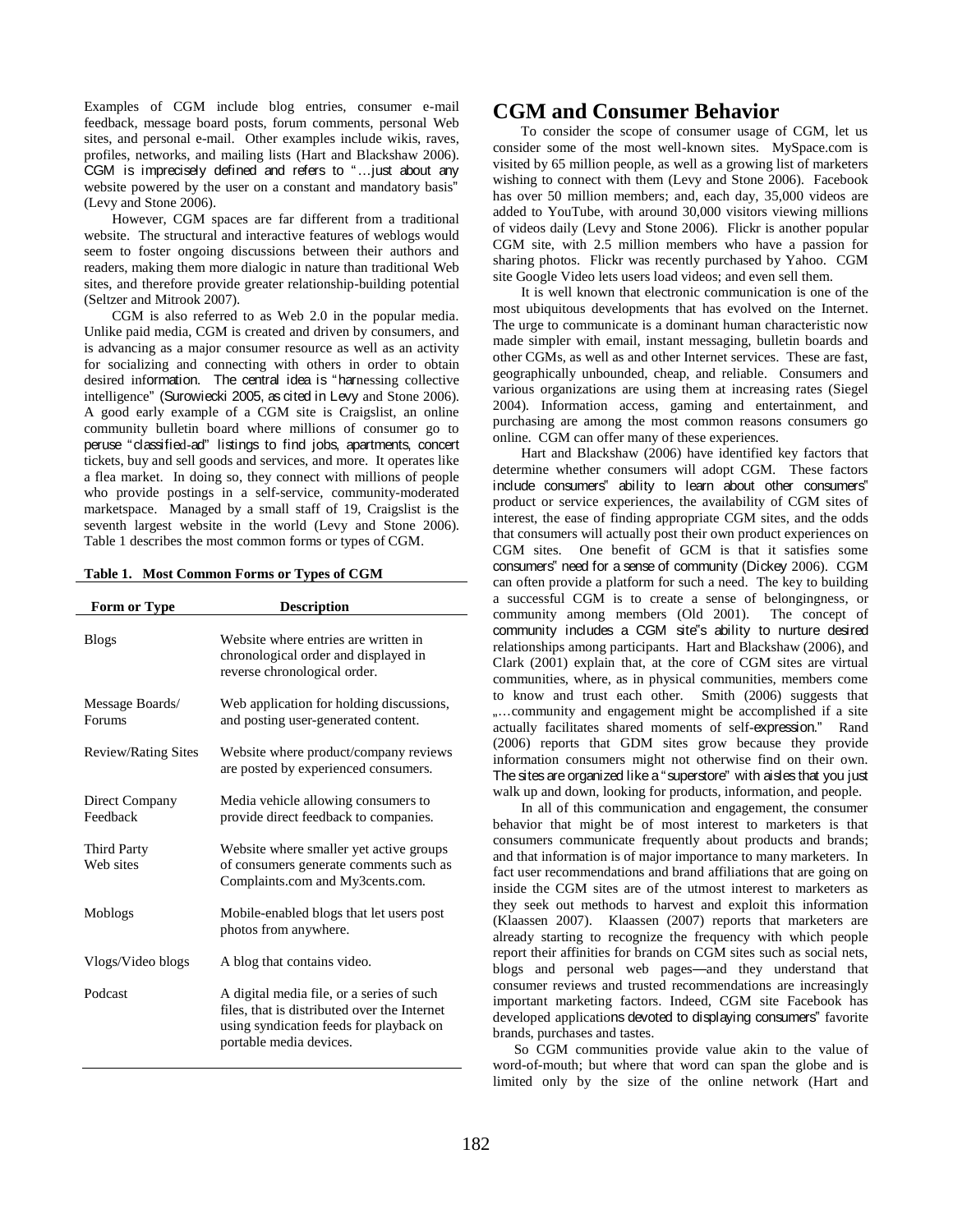Examples of CGM include blog entries, consumer e-mail feedback, message board posts, forum comments, personal Web sites, and personal e-mail. Other examples include wikis, raves, profiles, networks, and mailing lists (Hart and Blackshaw 2006). CGM is imprecisely defined and refers to "…just about any website powered by the user on a constant and mandatory basis" (Levy and Stone 2006).

However, CGM spaces are far different from a traditional website. The structural and interactive features of weblogs would seem to foster ongoing discussions between their authors and readers, making them more dialogic in nature than traditional Web sites, and therefore provide greater relationship-building potential (Seltzer and Mitrook 2007).

CGM is also referred to as Web 2.0 in the popular media. Unlike paid media, CGM is created and driven by consumers, and is advancing as a major consumer resource as well as an activity for socializing and connecting with others in order to obtain desired information. The central idea is "harnessing collective intelligence" (Surowiecki 2005, as cited in Levy and Stone 2006). A good early example of a CGM site is Craigslist, an online community bulletin board where millions of consumer go to peruse "classified-ad" listings to find jobs, apartments, concert tickets, buy and sell goods and services, and more. It operates like a flea market. In doing so, they connect with millions of people who provide postings in a self-service, community-moderated marketspace. Managed by a small staff of 19, Craigslist is the seventh largest website in the world (Levy and Stone 2006). Table 1 describes the most common forms or types of CGM.

**Table 1. Most Common Forms or Types of CGM**

| Form or Type | Description |
|---|---|
| Blogs | Website where entries are written in chronological order and displayed in reverse chronological order. |
| Message Boards/ Forums | Web application for holding discussions, and posting user-generated content. |
| Review/Rating Sites | Website where product/company reviews are posted by experienced consumers. |
| Direct Company Feedback | Media vehicle allowing consumers to provide direct feedback to companies. |
| Third Party Web sites | Website where smaller yet active groups of consumers generate comments such as Complaints.com and My3cents.com. |
| Moblogs | Mobile-enabled blogs that let users post photos from anywhere. |
| Vlogs/Video blogs | A blog that contains video. |
| Podcast | A digital media file, or a series of such files, that is distributed over the Internet using syndication feeds for playback on portable media devices. |

## CGM and Consumer Behavior

To consider the scope of consumer usage of CGM, let us consider some of the most well-known sites. MySpace.com is visited by 65 million people, as well as a growing list of marketers wishing to connect with them (Levy and Stone 2006). Facebook has over 50 million members; and, each day, 35,000 videos are added to YouTube, with around 30,000 visitors viewing millions of videos daily (Levy and Stone 2006). Flickr is another popular CGM site, with 2.5 million members who have a passion for sharing photos. Flickr was recently purchased by Yahoo. CGM site Google Video lets users load videos; and even sell them.

It is well known that electronic communication is one of the most ubiquitous developments that has evolved on the Internet. The urge to communicate is a dominant human characteristic now made simpler with email, instant messaging, bulletin boards and other CGMs, as well as and other Internet services. These are fast, geographically unbounded, cheap, and reliable. Consumers and various organizations are using them at increasing rates (Siegel 2004). Information access, gaming and entertainment, and purchasing are among the most common reasons consumers go online. CGM can offer many of these experiences.

Hart and Blackshaw (2006) have identified key factors that determine whether consumers will adopt CGM. These factors include consumers" ability to learn about other consumers" product or service experiences, the availability of CGM sites of interest, the ease of finding appropriate CGM sites, and the odds that consumers will actually post their own product experiences on CGM sites. One benefit of GCM is that it satisfies some consumers" need for a sense of community (Dickey 2006). CGM can often provide a platform for such a need. The key to building a successful CGM is to create a sense of belongingness, or community among members (Old 2001). The concept of community includes a CGM site"s ability to nurture desired relationships among participants. Hart and Blackshaw (2006), and Clark (2001) explain that, at the core of CGM sites are virtual communities, where, as in physical communities, members come to know and trust each other. Smith (2006) suggests that „…community and engagement might be accomplished if a site actually facilitates shared moments of self-expression." Rand (2006) reports that GDM sites grow because they provide information consumers might not otherwise find on their own. The sites are organized like a "superstore" with aisles that you just walk up and down, looking for products, information, and people.

In all of this communication and engagement, the consumer behavior that might be of most interest to marketers is that consumers communicate frequently about products and brands; and that information is of major importance to many marketers. In fact user recommendations and brand affiliations that are going on inside the CGM sites are of the utmost interest to marketers as they seek out methods to harvest and exploit this information (Klaassen 2007). Klaassen (2007) reports that marketers are already starting to recognize the frequency with which people report their affinities for brands on CGM sites such as social nets, blogs and personal web pages—and they understand that consumer reviews and trusted recommendations are increasingly important marketing factors. Indeed, CGM site Facebook has developed applications devoted to displaying consumers" favorite brands, purchases and tastes.

So CGM communities provide value akin to the value of word-of-mouth; but where that word can span the globe and is limited only by the size of the online network (Hart and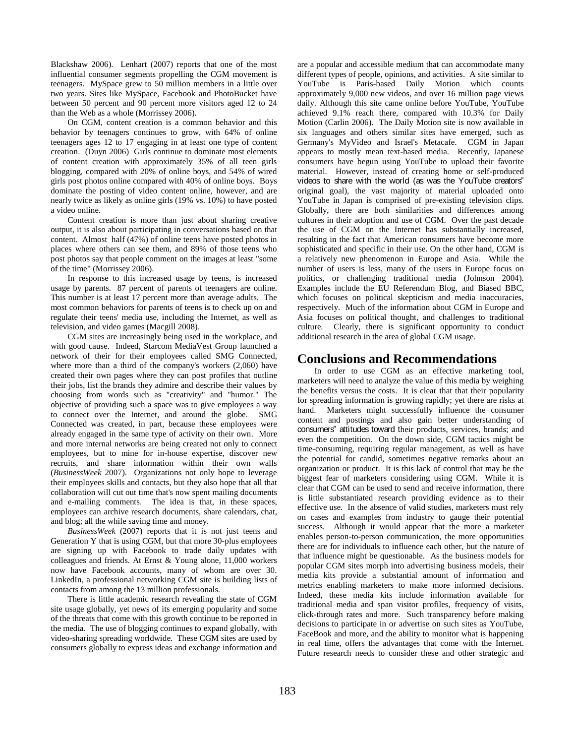Blackshaw 2006). Lenhart (2007) reports that one of the most influential consumer segments propelling the CGM movement is teenagers. MySpace grew to 50 million members in a little over two years. Sites like MySpace, Facebook and PhotoBucket have between 50 percent and 90 percent more visitors aged 12 to 24 than the Web as a whole (Morrissey 2006).

On CGM, content creation is a common behavior and this behavior by teenagers continues to grow, with 64% of online teenagers ages 12 to 17 engaging in at least one type of content creation. (Duyn 2006) Girls continue to dominate most elements of content creation with approximately 35% of all teen girls blogging, compared with 20% of online boys, and 54% of wired girls post photos online compared with 40% of online boys. Boys dominate the posting of video content online, however, and are nearly twice as likely as online girls (19% vs. 10%) to have posted a video online.

Content creation is more than just about sharing creative output, it is also about participating in conversations based on that content. Almost half (47%) of online teens have posted photos in places where others can see them, and 89% of those teens who post photos say that people comment on the images at least "some of the time" (Morrissey 2006).

In response to this increased usage by teens, is increased usage by parents. 87 percent of parents of teenagers are online. This number is at least 17 percent more than average adults. The most common behaviors for parents of teens is to check up on and regulate their teens' media use, including the Internet, as well as television, and video games (Macgill 2008).

CGM sites are increasingly being used in the workplace, and with good cause. Indeed, Starcom MediaVest Group launched a network of their for their employees called SMG Connected, where more than a third of the company's workers (2,060) have created their own pages where they can post profiles that outline their jobs, list the brands they admire and describe their values by choosing from words such as "creativity" and "humor." The objective of providing such a space was to give employees a way to connect over the Internet, and around the globe. SMG Connected was created, in part, because these employees were already engaged in the same type of activity on their own. More and more internal networks are being created not only to connect employees, but to mine for in-house expertise, discover new recruits, and share information within their own walls (*BusinessWeek* 2007). Organizations not only hope to leverage their employees skills and contacts, but they also hope that all that collaboration will cut out time that's now spent mailing documents and e-mailing comments. The idea is that, in these spaces, employees can archive research documents, share calendars, chat, and blog; all the while saving time and money.

*BusinessWeek* (2007) reports that it is not just teens and Generation Y that is using CGM, but that more 30-plus employees are signing up with Facebook to trade daily updates with colleagues and friends. At Ernst & Young alone, 11,000 workers now have Facebook accounts, many of whom are over 30. LinkedIn, a professional networking CGM site is building lists of contacts from among the 13 million professionals.

There is little academic research revealing the state of CGM site usage globally, yet news of its emerging popularity and some of the threats that come with this growth continue to be reported in the media. The use of blogging continues to expand globally, with video-sharing spreading worldwide. These CGM sites are used by consumers globally to express ideas and exchange information and are a popular and accessible medium that can accommodate many different types of people, opinions, and activities. A site similar to YouTube is Paris-based Daily Motion which counts approximately 9,000 new videos, and over 16 million page views daily. Although this site came online before YouTube, YouTube achieved 9.1% reach there, compared with 10.3% for Daily Motion (Carlin 2006). The Daily Motion site is now available in six languages and others similar sites have emerged, such as Germany's MyVideo and Israel's Metacafe. CGM in Japan appears to mostly mean text-based media. Recently, Japanese consumers have begun using YouTube to upload their favorite material. However, instead of creating home or self-produced videos to share with the world (as was the YouTube creators" original goal), the vast majority of material uploaded onto YouTube in Japan is comprised of pre-existing television clips. Globally, there are both similarities and differences among cultures in their adoption and use of CGM. Over the past decade the use of CGM on the Internet has substantially increased, resulting in the fact that American consumers have become more sophisticated and specific in their use. On the other hand, CGM is a relatively new phenomenon in Europe and Asia. While the number of users is less, many of the users in Europe focus on politics, or challenging traditional media (Johnson 2004). Examples include the EU Referendum Blog, and Biased BBC, which focuses on political skepticism and media inaccuracies, respectively. Much of the information about CGM in Europe and Asia focuses on political thought, and challenges to traditional culture. Clearly, there is significant opportunity to conduct additional research in the area of global CGM usage.

# Conclusions and Recommendations

In order to use CGM as an effective marketing tool, marketers will need to analyze the value of this media by weighing the benefits versus the costs. It is clear that that their popularity for spreading information is growing rapidly; yet there are risks at hand. Marketers might successfully influence the consumer content and postings and also gain better understanding of consumers" attitudes toward their products, services, brands; and even the competition. On the down side, CGM tactics might be time-consuming, requiring regular management, as well as have the potential for candid, sometimes negative remarks about an organization or product. It is this lack of control that may be the biggest fear of marketers considering using CGM. While it is clear that CGM can be used to send and receive information, there is little substantiated research providing evidence as to their effective use. In the absence of valid studies, marketers must rely on cases and examples from industry to gauge their potential success. Although it would appear that the more a marketer enables person-to-person communication, the more opportunities there are for individuals to influence each other, but the nature of that influence might be questionable. As the business models for popular CGM sites morph into advertising business models, their media kits provide a substantial amount of information and metrics enabling marketers to make more informed decisions. Indeed, these media kits include information available for traditional media and span visitor profiles, frequency of visits, click-through rates and more. Such transparency before making decisions to participate in or advertise on such sites as YouTube, FaceBook and more, and the ability to monitor what is happening in real time, offers the advantages that come with the Internet. Future research needs to consider these and other strategic and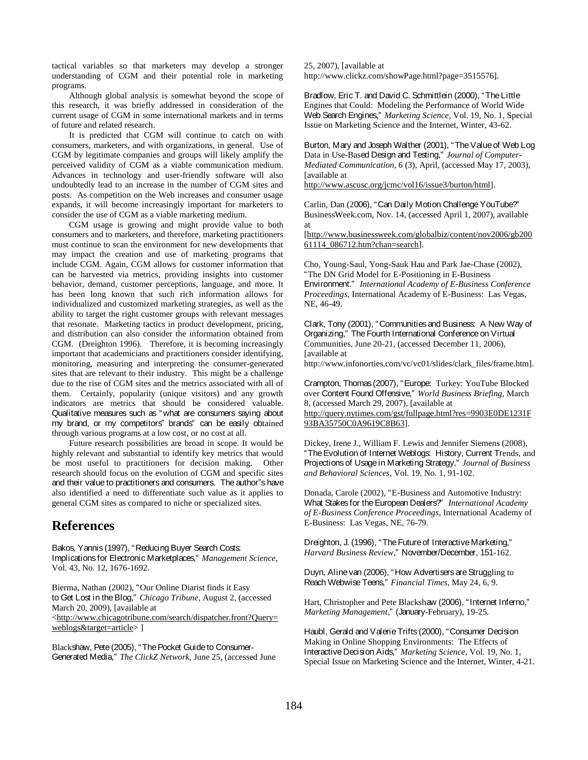tactical variables so that marketers may develop a stronger understanding of CGM and their potential role in marketing programs.

Although global analysis is somewhat beyond the scope of this research, it was briefly addressed in consideration of the current usage of CGM in some international markets and in terms of future and related research.

It is predicted that CGM will continue to catch on with consumers, marketers, and with organizations, in general. Use of CGM by legitimate companies and groups will likely amplify the perceived validity of CGM as a viable communication medium. Advances in technology and user-friendly software will also undoubtedly lead to an increase in the number of CGM sites and posts. As competition on the Web increases and consumer usage expands, it will become increasingly important for marketers to consider the use of CGM as a viable marketing medium.

CGM usage is growing and might provide value to both consumers and to marketers, and therefore, marketing practitioners must continue to scan the environment for new developments that may impact the creation and use of marketing programs that include CGM. Again, CGM allows for customer information that can be harvested via metrics, providing insights into customer behavior, demand, customer perceptions, language, and more. It has been long known that such rich information allows for individualized and customized marketing strategies, as well as the ability to target the right customer groups with relevant messages that resonate. Marketing tactics in product development, pricing, and distribution can also consider the information obtained from CGM. (Dreighton 1996). Therefore, it is becoming increasingly important that academicians and practitioners consider identifying, monitoring, measuring and interpreting the consumer-generated sites that are relevant to their industry. This might be a challenge due to the rise of CGM sites and the metrics associated with all of them. Certainly, popularity (unique visitors) and any growth indicators are metrics that should be considered valuable. Qualitative measures such as "what are consumers saying about my brand, or my competitors" brands" can be easily obtained through various programs at a low cost, or no cost at all.

Future research possibilities are broad in scope. It would be highly relevant and substantial to identify key metrics that would be most useful to practitioners for decision making. Other research should focus on the evolution of CGM and specific sites and their value to practitioners and consumers. The author"s have also identified a need to differentiate such value as it applies to general CGM sites as compared to niche or specialized sites.

# References

Bakos, Yannis (1997), "Reducing Buyer Search Costs: Implications for Electronic Marketplaces," *Management Science*, Vol. 43, No. 12, 1676-1692.

Bierma, Nathan (2002), "Our Online Diarist finds it Easy to Get Lost in the Blog," *Chicago Tribune*, August 2, (accessed March 20, 2009), [available at <http://www.chicagotribune.com/search/dispatcher.front?Query=weblogs&target=article> ]

Blackshaw, Pete (2005), "The Pocket Guide to Consumer-Generated Media," *The ClickZ Network*, June 25, (accessed June 25, 2007), [available at http://www.clickz.com/showPage.html?page=3515576].

Bradlow, Eric T. and David C. Schmittlein (2000), "The Little Engines that Could: Modeling the Performance of World Wide Web Search Engines," *Marketing Science*, Vol. 19, No. 1, Special Issue on Marketing Science and the Internet, Winter, 43-62.

Burton, Mary and Joseph Walther (2001), "The Value of Web Log Data in Use-Based Design and Testing," *Journal of Computer-Mediated Communication*, 6 (3), April, (accessed May 17, 2003), [available at http://www.ascusc.org/jcmc/vol16/issue3/burton/html].

Carlin, Dan (2006), "Can Daily Motion Challenge YouTube?" BusinessWeek.com, Nov. 14, (accessed April 1, 2007), available at [http://www.businessweek.com/globalbiz/content/nov2006/gb20061114_086712.htm?chan=search].

Cho, Young-Saul, Yong-Sauk Hau and Park Jae-Chase (2002), "The DN Grid Model for E-Positioning in E-Business Environment." *International Academy of E-Business Conference Proceedings*, International Academy of E-Business: Las Vegas, NE, 46-49.

Clark, Tony (2001), "Communities and Business: A New Way of Organizing," The Fourth International Conference on Virtual Communities, June 20-21, (accessed December 11, 2006), [available at http://www.infonorties.com/vc/vc01/slides/clark_files/frame.htm].

Crampton, Thomas (2007), "Europe: Turkey: YouTube Blocked over Content Found Offensive," *World Business Briefing*, March 8, (accessed March 29, 2007), [available at http://query.nytimes.com/gst/fullpage.html?res=9903E0DE1231F93BA35750C0A9619C8B63].

Dickey, Irene J., William F. Lewis and Jennifer Siemens (2008), "The Evolution of Internet Weblogs: History, Current Trends, and Projections of Usage in Marketing Strategy," *Journal of Business and Behavioral Sciences*, Vol. 19, No. 1, 91-102.

Donada, Carole (2002), "E-Business and Automotive Industry: What Stakes for the European Dealers?" *International Academy of E-Business Conference Proceedings*, International Academy of E-Business: Las Vegas, NE, 76-79.

Dreighton, J. (1996), "The Future of Interactive Marketing," *Harvard Business Review*," November/December, 151-162.

Duyn, Aline van (2006), "How Advertisers are Struggling to Reach Webwise Teens," *Financial Times*, May 24, 6, 9.

Hart, Christopher and Pete Blackshaw (2006), "Internet Inferno," *Marketing Management*," (January-February), 19-25.

Haubl, Gerald and Valerie Trifts (2000), "Consumer Decision Making in Online Shopping Environments: The Effects of Interactive Decision Aids," *Marketing Science*, Vol. 19, No. 1, Special Issue on Marketing Science and the Internet, Winter, 4-21.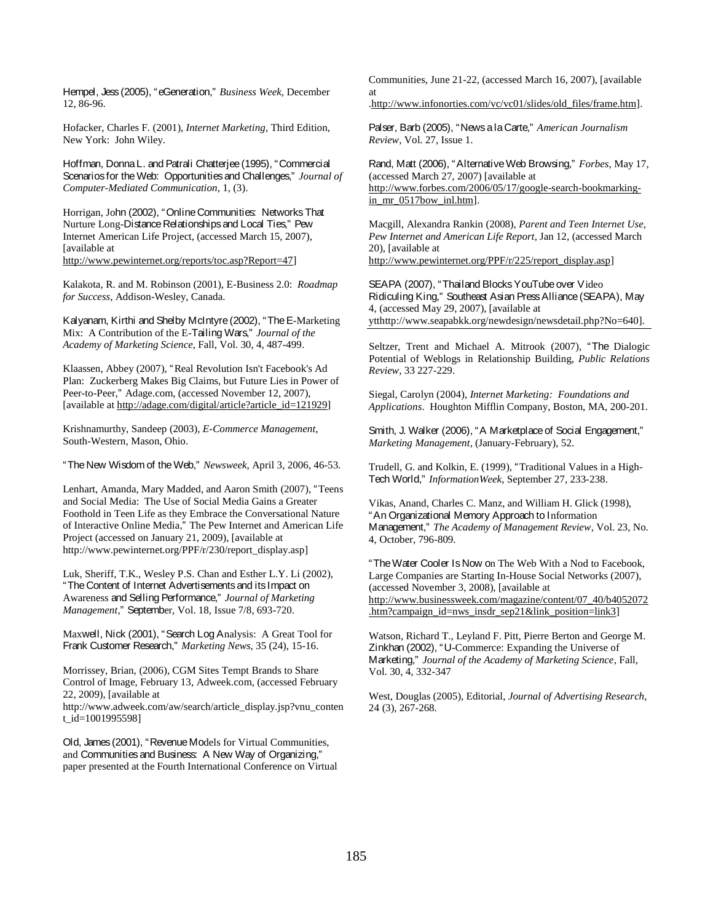Hempel, Jess (2005), "eGeneration," *Business Week*, December 12, 86-96.

Hofacker, Charles F. (2001), *Internet Marketing*, Third Edition, New York: John Wiley.

Hoffman, Donna L. and Patrali Chatterjee (1995), "Commercial Scenarios for the Web: Opportunities and Challenges," *Journal of Computer-Mediated Communication*, 1, (3).

Horrigan, John (2002), "Online Communities: Networks That Nurture Long-Distance Relationships and Local Ties," Pew Internet American Life Project, (accessed March 15, 2007), [available at http://www.pewinternet.org/reports/toc.asp?Report=47]

Kalakota, R. and M. Robinson (2001), E-Business 2.0: *Roadmap for Success*, Addison-Wesley, Canada.

Kalyanam, Kirthi and Shelby McIntyre (2002), "The E-Marketing Mix: A Contribution of the E-Tailing Wars," *Journal of the Academy of Marketing Science*, Fall, Vol. 30, 4, 487-499.

Klaassen, Abbey (2007), "Real Revolution Isn't Facebook's Ad Plan: Zuckerberg Makes Big Claims, but Future Lies in Power of Peer-to-Peer," Adage.com, (accessed November 12, 2007), [available at http://adage.com/digital/article?article_id=121929]

Krishnamurthy, Sandeep (2003), *E-Commerce Management*, South-Western, Mason, Ohio.

"The New Wisdom of the Web," *Newsweek*, April 3, 2006, 46-53.

Lenhart, Amanda, Mary Madded, and Aaron Smith (2007), "Teens and Social Media: The Use of Social Media Gains a Greater Foothold in Teen Life as they Embrace the Conversational Nature of Interactive Online Media," The Pew Internet and American Life Project (accessed on January 21, 2009), [available at http://www.pewinternet.org/PPF/r/230/report_display.asp]

Luk, Sheriff, T.K., Wesley P.S. Chan and Esther L.Y. Li (2002), "The Content of Internet Advertisements and its Impact on Awareness and Selling Performance," *Journal of Marketing Management*," September, Vol. 18, Issue 7/8, 693-720.

Maxwell, Nick (2001), "Search Log Analysis: A Great Tool for Frank Customer Research," *Marketing News*, 35 (24), 15-16.

Morrissey, Brian, (2006), CGM Sites Tempt Brands to Share Control of Image, February 13, Adweek.com, (accessed February 22, 2009), [available at http://www.adweek.com/aw/search/article_display.jsp?vnu_content_id=1001995598]

Old, James (2001), "Revenue Models for Virtual Communities, and Communities and Business: A New Way of Organizing," paper presented at the Fourth International Conference on Virtual Communities, June 21-22, (accessed March 16, 2007), [available at .http://www.infonorties.com/vc/vc01/slides/old_files/frame.htm].

Palser, Barb (2005), "News a la Carte," *American Journalism Review*, Vol. 27, Issue 1.

Rand, Matt (2006), "Alternative Web Browsing," *Forbes*, May 17, (accessed March 27, 2007) [available at http://www.forbes.com/2006/05/17/google-search-bookmarking-in_mr_0517bow_inl.htm].

Macgill, Alexandra Rankin (2008), *Parent and Teen Internet Use, Pew Internet and American Life Report*, Jan 12, (accessed March 20), [available at http://www.pewinternet.org/PPF/r/225/report_display.asp]

SEAPA (2007), "Thailand Blocks YouTube over Video Ridiculing King," Southeast Asian Press Alliance (SEAPA), May 4, (accessed May 29, 2007), [available at ytthttp://www.seapabkk.org/newdesign/newsdetail.php?No=640].

Seltzer, Trent and Michael A. Mitrook (2007), "The Dialogic Potential of Weblogs in Relationship Building, *Public Relations Review*, 33 227-229.

Siegal, Carolyn (2004), *Internet Marketing: Foundations and Applications*. Houghton Mifflin Company, Boston, MA, 200-201.

Smith, J. Walker (2006), "A Marketplace of Social Engagement," *Marketing Management*, (January-February), 52.

Trudell, G. and Kolkin, E. (1999), "Traditional Values in a High-Tech World," *InformationWeek*, September 27, 233-238.

Vikas, Anand, Charles C. Manz, and William H. Glick (1998), "An Organizational Memory Approach to Information Management," *The Academy of Management Review*, Vol. 23, No. 4, October, 796-809.

"The Water Cooler Is Now on The Web With a Nod to Facebook, Large Companies are Starting In-House Social Networks (2007), (accessed November 3, 2008), [available at http://www.businessweek.com/magazine/content/07_40/b4052072.htm?campaign_id=nws_insdr_sep21&link_position=link3]

Watson, Richard T., Leyland F. Pitt, Pierre Berton and George M. Zinkhan (2002), "U-Commerce: Expanding the Universe of Marketing," *Journal of the Academy of Marketing Science*, Fall, Vol. 30, 4, 332-347

West, Douglas (2005), Editorial, *Journal of Advertising Research*, 24 (3), 267-268.